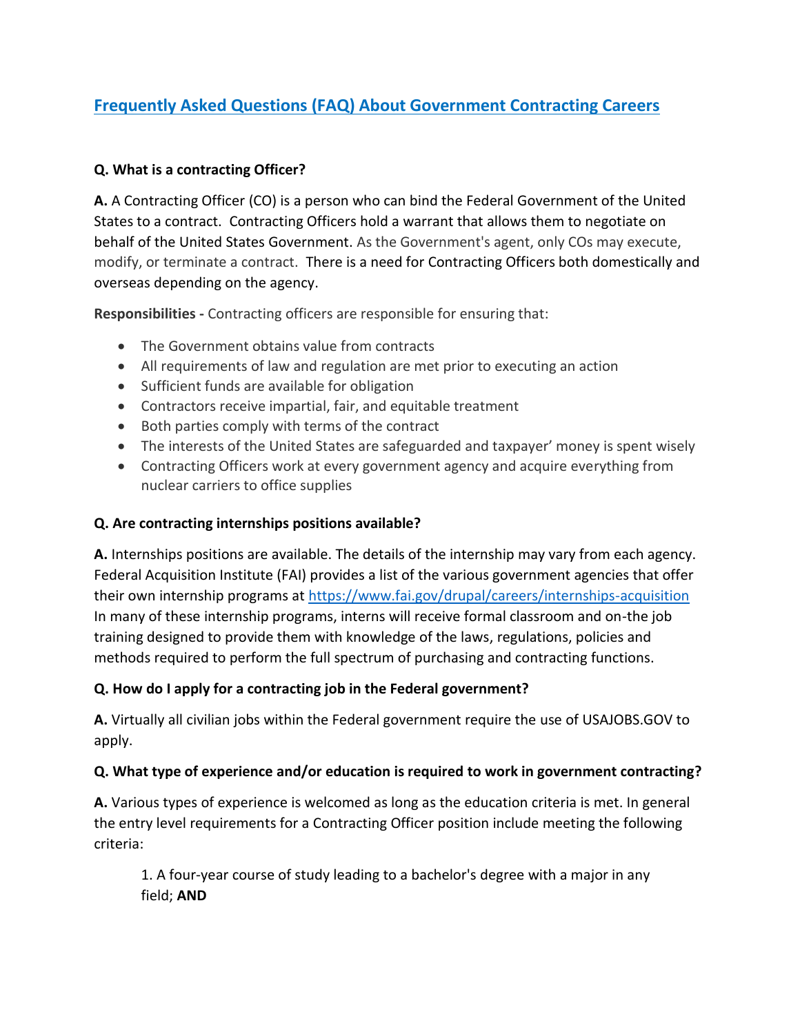## [Frequently Asked Questions (FAQ) About Government Contracting Careers]

**Q. What is a contracting Officer?**

**A.** A Contracting Officer (CO) is a person who can bind the Federal Government of the United States to a contract. Contracting Officers hold a warrant that allows them to negotiate on behalf of the United States Government. As the Government's agent, only COs may execute, modify, or terminate a contract. There is a need for Contracting Officers both domestically and overseas depending on the agency.

**Responsibilities -** Contracting officers are responsible for ensuring that:

- The Government obtains value from contracts
- All requirements of law and regulation are met prior to executing an action
- Sufficient funds are available for obligation
- Contractors receive impartial, fair, and equitable treatment
- Both parties comply with terms of the contract
- The interests of the United States are safeguarded and taxpayer' money is spent wisely
- Contracting Officers work at every government agency and acquire everything from nuclear carriers to office supplies

**Q. Are contracting internships positions available?**

**A.** Internships positions are available. The details of the internship may vary from each agency. Federal Acquisition Institute (FAI) provides a list of the various government agencies that offer their own internship programs at https://www.fai.gov/drupal/careers/internships-acquisition In many of these internship programs, interns will receive formal classroom and on-the job training designed to provide them with knowledge of the laws, regulations, policies and methods required to perform the full spectrum of purchasing and contracting functions.

**Q. How do I apply for a contracting job in the Federal government?**

**A.** Virtually all civilian jobs within the Federal government require the use of USAJOBS.GOV to apply.

**Q. What type of experience and/or education is required to work in government contracting?**

**A.** Various types of experience is welcomed as long as the education criteria is met. In general the entry level requirements for a Contracting Officer position include meeting the following criteria:

1. A four-year course of study leading to a bachelor's degree with a major in any field; **AND**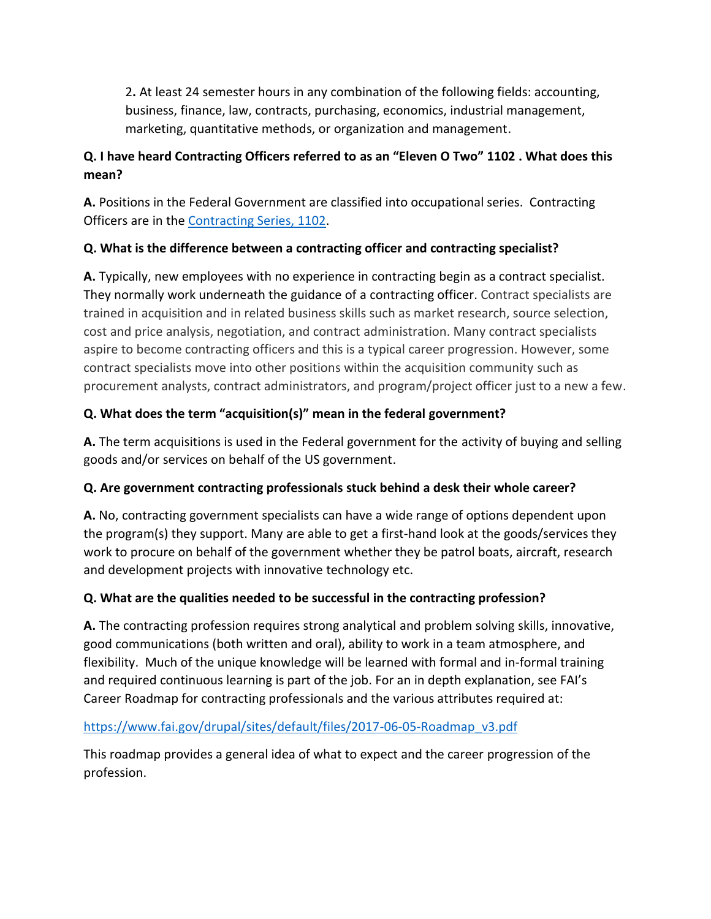2. At least 24 semester hours in any combination of the following fields: accounting, business, finance, law, contracts, purchasing, economics, industrial management, marketing, quantitative methods, or organization and management.

**Q. I have heard Contracting Officers referred to as an "Eleven O Two" 1102 . What does this mean?**

**A.** Positions in the Federal Government are classified into occupational series. Contracting Officers are in the [Contracting Series, 1102](#).

**Q. What is the difference between a contracting officer and contracting specialist?**

**A.** Typically, new employees with no experience in contracting begin as a contract specialist. They normally work underneath the guidance of a contracting officer. Contract specialists are trained in acquisition and in related business skills such as market research, source selection, cost and price analysis, negotiation, and contract administration. Many contract specialists aspire to become contracting officers and this is a typical career progression. However, some contract specialists move into other positions within the acquisition community such as procurement analysts, contract administrators, and program/project officer just to a new a few.

**Q. What does the term "acquisition(s)" mean in the federal government?**

**A.** The term acquisitions is used in the Federal government for the activity of buying and selling goods and/or services on behalf of the US government.

**Q. Are government contracting professionals stuck behind a desk their whole career?**

**A.** No, contracting government specialists can have a wide range of options dependent upon the program(s) they support. Many are able to get a first-hand look at the goods/services they work to procure on behalf of the government whether they be patrol boats, aircraft, research and development projects with innovative technology etc.

**Q. What are the qualities needed to be successful in the contracting profession?**

**A.** The contracting profession requires strong analytical and problem solving skills, innovative, good communications (both written and oral), ability to work in a team atmosphere, and flexibility. Much of the unique knowledge will be learned with formal and in-formal training and required continuous learning is part of the job. For an in depth explanation, see FAI's Career Roadmap for contracting professionals and the various attributes required at:

https://www.fai.gov/drupal/sites/default/files/2017-06-05-Roadmap_v3.pdf

This roadmap provides a general idea of what to expect and the career progression of the profession.